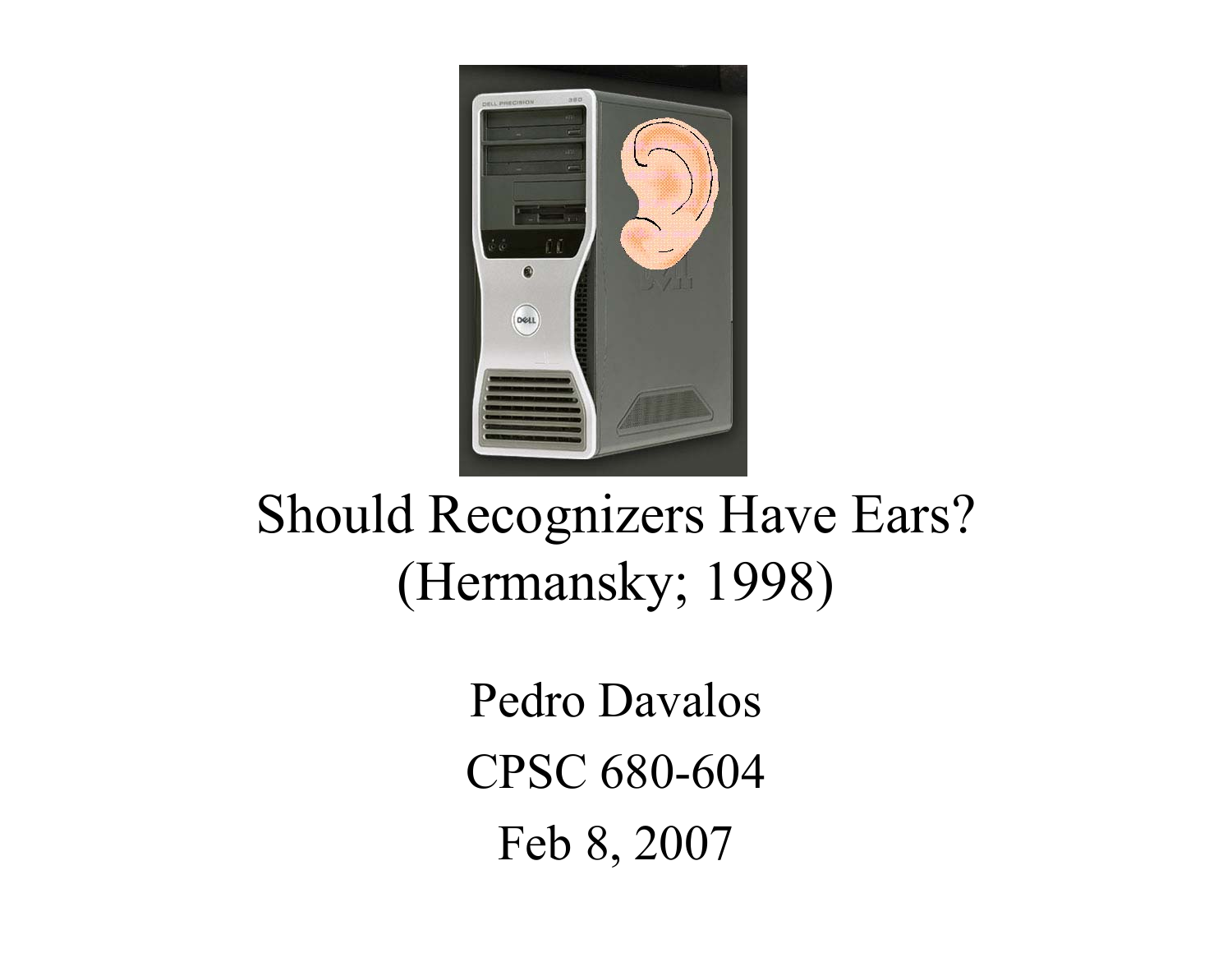# Should Recognizers Have Ears? (Hermansky; 1998)

Pedro Davalos

CPSC 680-604

Feb 8, 2007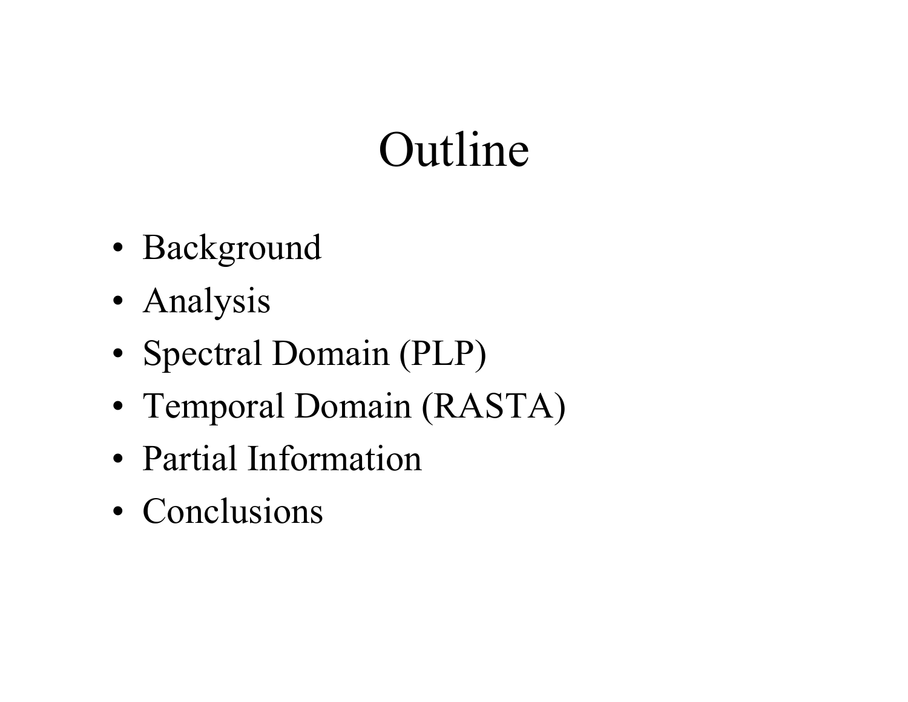# Outline

- Background
- Analysis
- Spectral Domain (PLP)
- Temporal Domain (RASTA)
- Partial Information
- Conclusions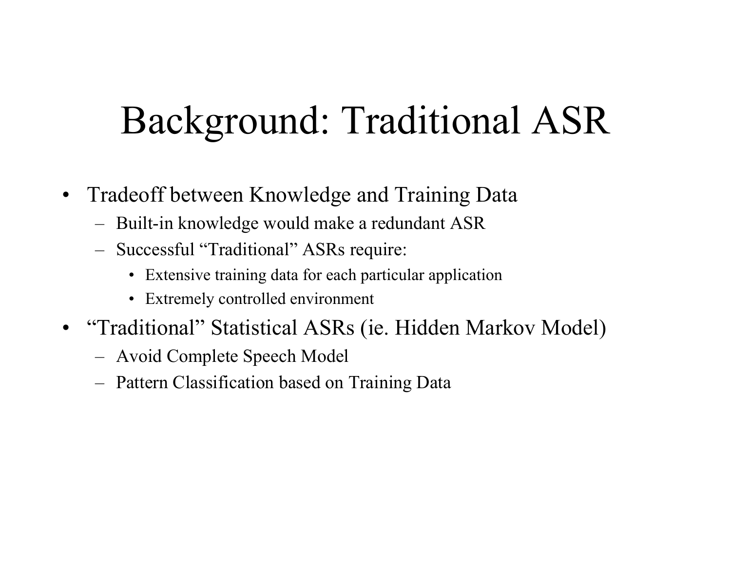# Background: Traditional ASR

- Tradeoff between Knowledge and Training Data
  - Built-in knowledge would make a redundant ASR
  - Successful "Traditional" ASRs require:
    - Extensive training data for each particular application
    - Extremely controlled environment
- "Traditional" Statistical ASRs (ie. Hidden Markov Model)
  - Avoid Complete Speech Model
  - Pattern Classification based on Training Data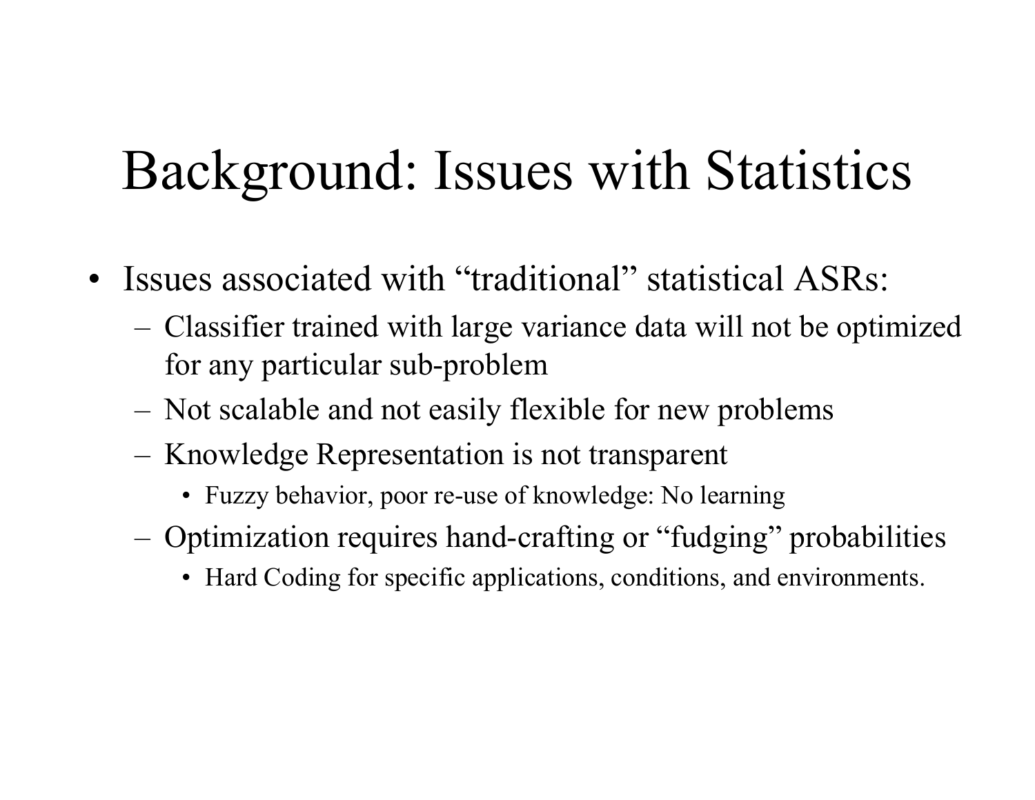# Background: Issues with Statistics

- Issues associated with "traditional" statistical ASRs:
  - Classifier trained with large variance data will not be optimized for any particular sub-problem
  - Not scalable and not easily flexible for new problems
  - Knowledge Representation is not transparent
    - Fuzzy behavior, poor re-use of knowledge: No learning
  - Optimization requires hand-crafting or "fudging" probabilities
    - Hard Coding for specific applications, conditions, and environments.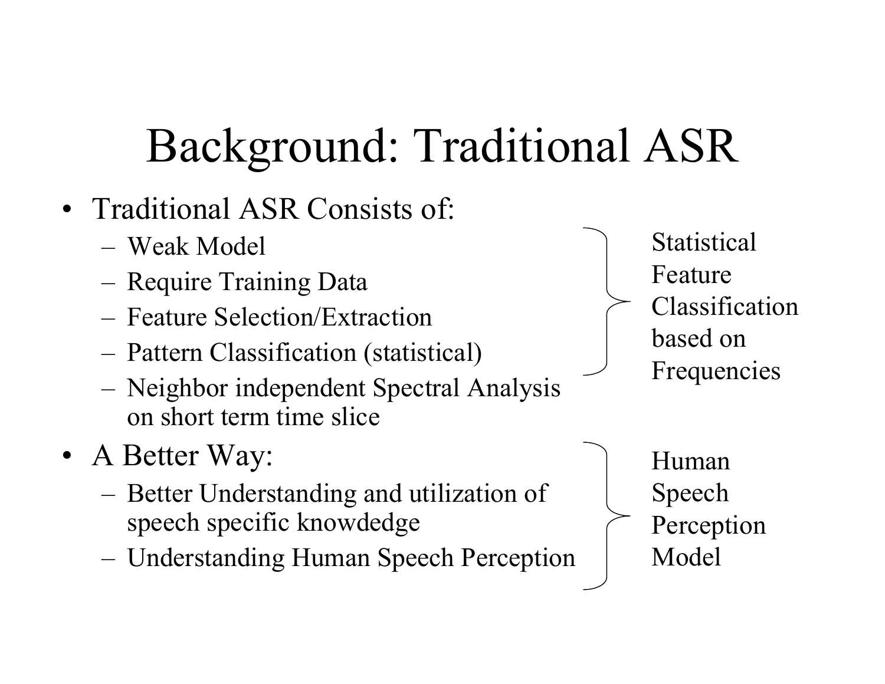# Background: Traditional ASR

- Traditional ASR Consists of:
  - Weak Model
  - Require Training Data
  - Feature Selection/Extraction
  - Pattern Classification (statistical)
  - Neighbor independent Spectral Analysis on short term time slice

Statistical Feature Classification based on Frequencies

- A Better Way:
  - Better Understanding and utilization of speech specific knowdedge
  - Understanding Human Speech Perception

Human Speech Perception Model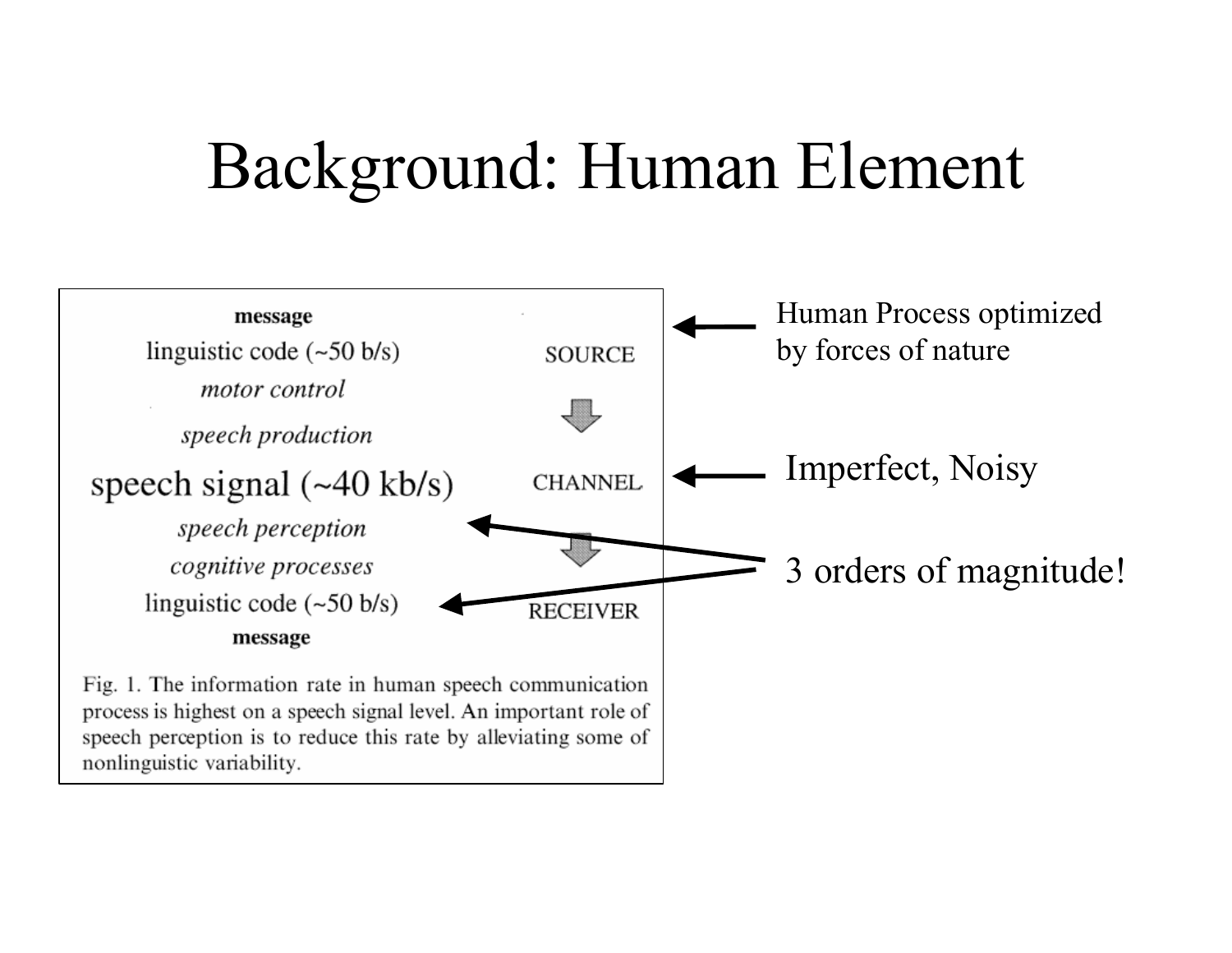# Background: Human Element

message

linguistic code (~50 b/s) — SOURCE

*motor control*

*speech production*

speech signal (~40 kb/s) — CHANNEL

*speech perception*

*cognitive processes*

linguistic code (~50 b/s) — RECEIVER

message

Fig. 1. The information rate in human speech communication process is highest on a speech signal level. An important role of speech perception is to reduce this rate by alleviating some of nonlinguistic variability.

- SOURCE ← Human Process optimized by forces of nature
- CHANNEL ← Imperfect, Noisy
- speech signal (~40 kb/s) → linguistic code (~50 b/s): 3 orders of magnitude!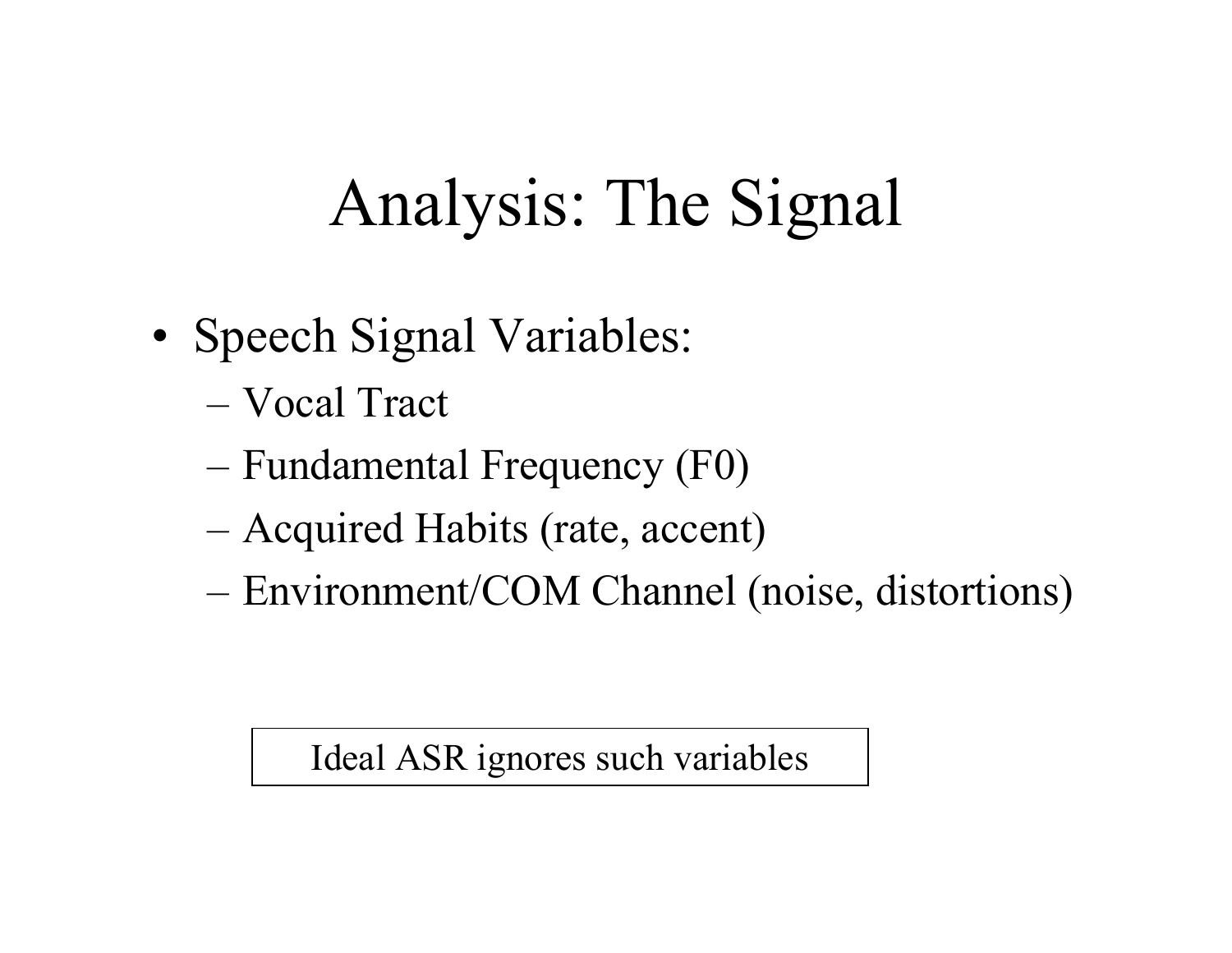# Analysis: The Signal

- Speech Signal Variables:
  - Vocal Tract
  - Fundamental Frequency (F0)
  - Acquired Habits (rate, accent)
  - Environment/COM Channel (noise, distortions)

Ideal ASR ignores such variables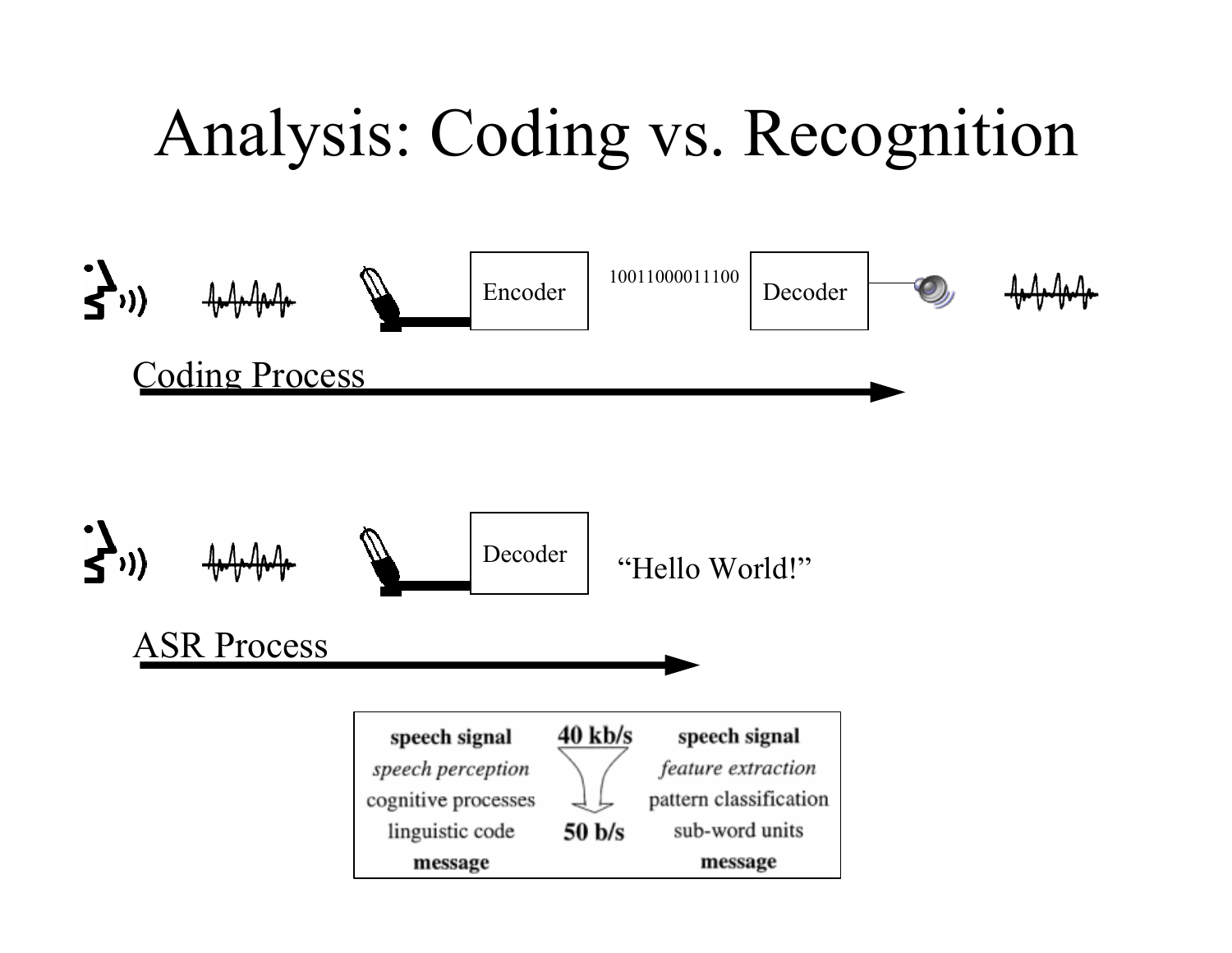# Analysis: Coding vs. Recognition

Encoder 10011000011100 Decoder

Coding Process

Decoder "Hello World!"

ASR Process

| speech signal | 40 kb/s | speech signal |
| --- | --- | --- |
| *speech perception* | | *feature extraction* |
| cognitive processes | | pattern classification |
| linguistic code | 50 b/s | sub-word units |
| **message** | | **message** |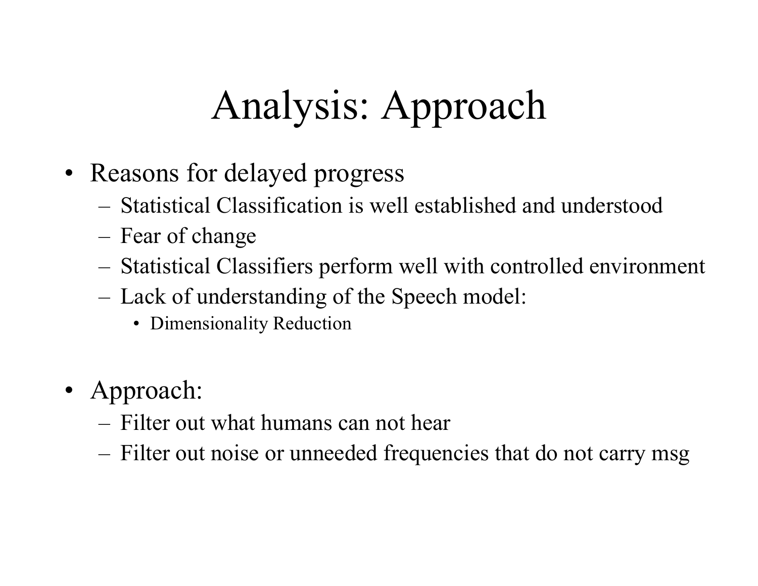# Analysis: Approach

- Reasons for delayed progress
  - Statistical Classification is well established and understood
  - Fear of change
  - Statistical Classifiers perform well with controlled environment
  - Lack of understanding of the Speech model:
    - Dimensionality Reduction

- Approach:
  - Filter out what humans can not hear
  - Filter out noise or unneeded frequencies that do not carry msg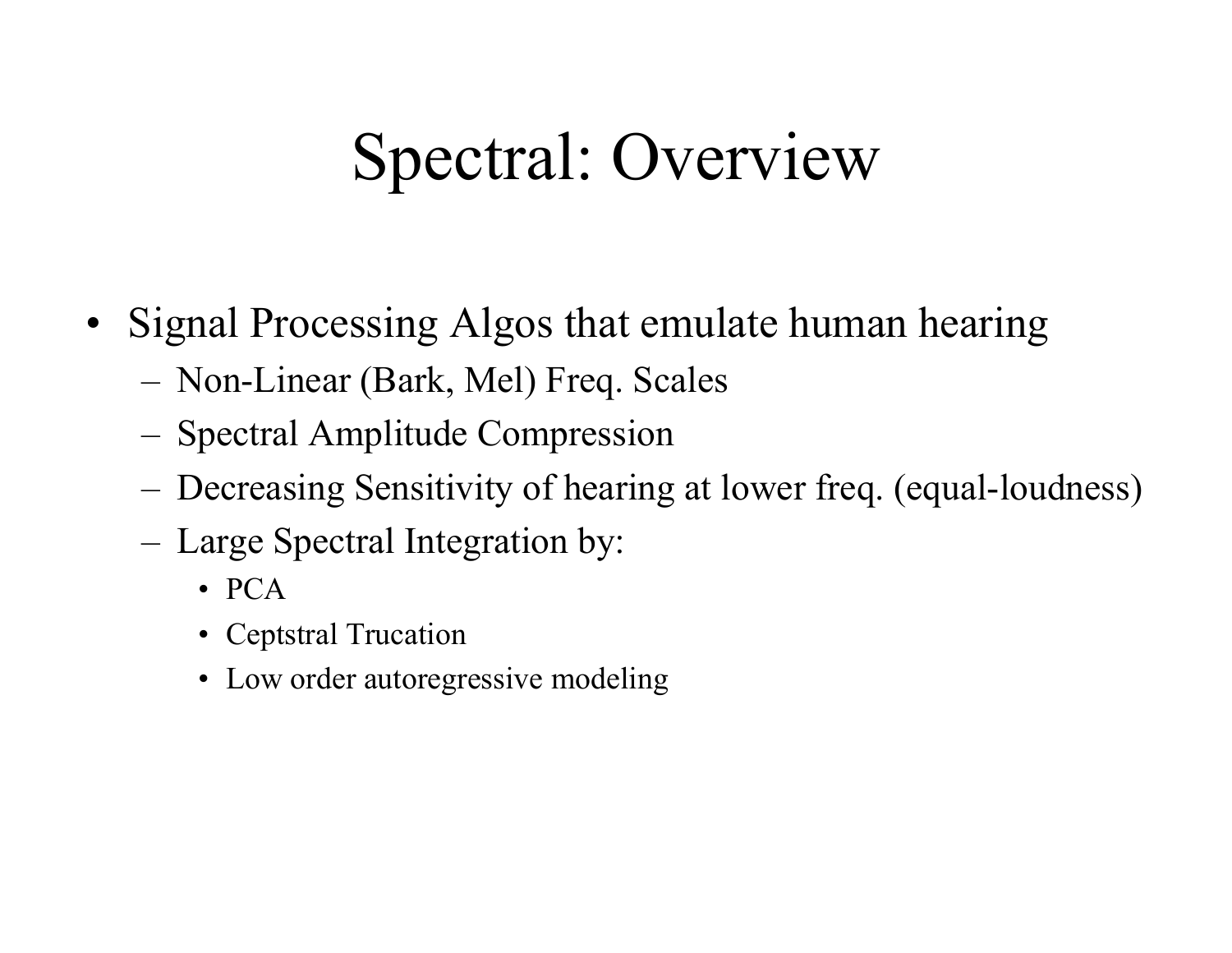# Spectral: Overview

- Signal Processing Algos that emulate human hearing
  - Non-Linear (Bark, Mel) Freq. Scales
  - Spectral Amplitude Compression
  - Decreasing Sensitivity of hearing at lower freq. (equal-loudness)
  - Large Spectral Integration by:
    - PCA
    - Ceptstral Trucation
    - Low order autoregressive modeling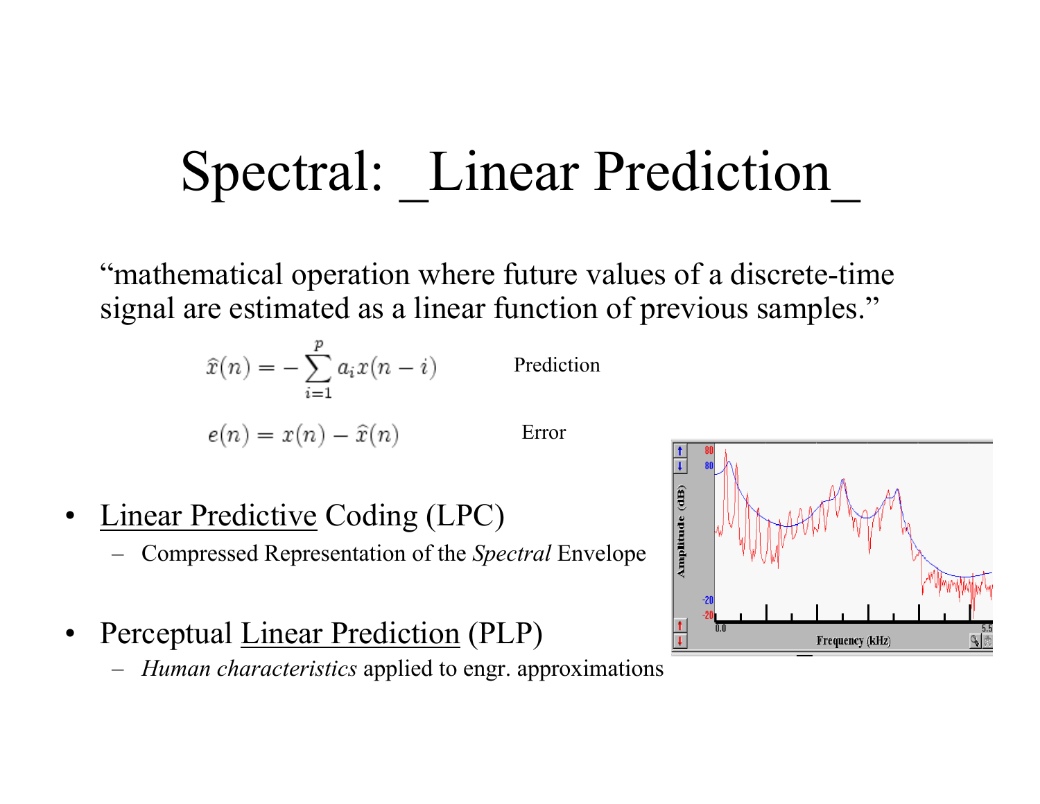# Spectral: _Linear Prediction_

"mathematical operation where future values of a discrete-time signal are estimated as a linear function of previous samples."

$$\hat{x}(n) = -\sum_{i=1}^{p} a_i x(n-i)$$ Prediction

$$e(n) = x(n) - \hat{x}(n)$$ Error

- Linear Predictive Coding (LPC)
  - Compressed Representation of the *Spectral* Envelope

- Perceptual Linear Prediction (PLP)
  - *Human characteristics* applied to engr. approximations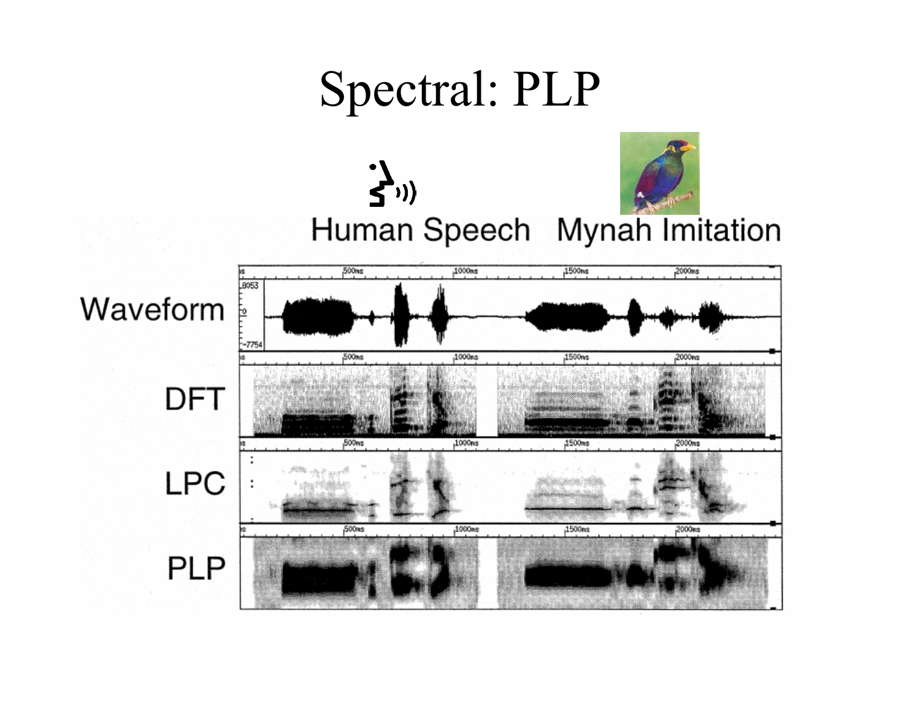# Spectral: PLP

Human Speech | Mynah Imitation

Waveform

DFT

LPC

PLP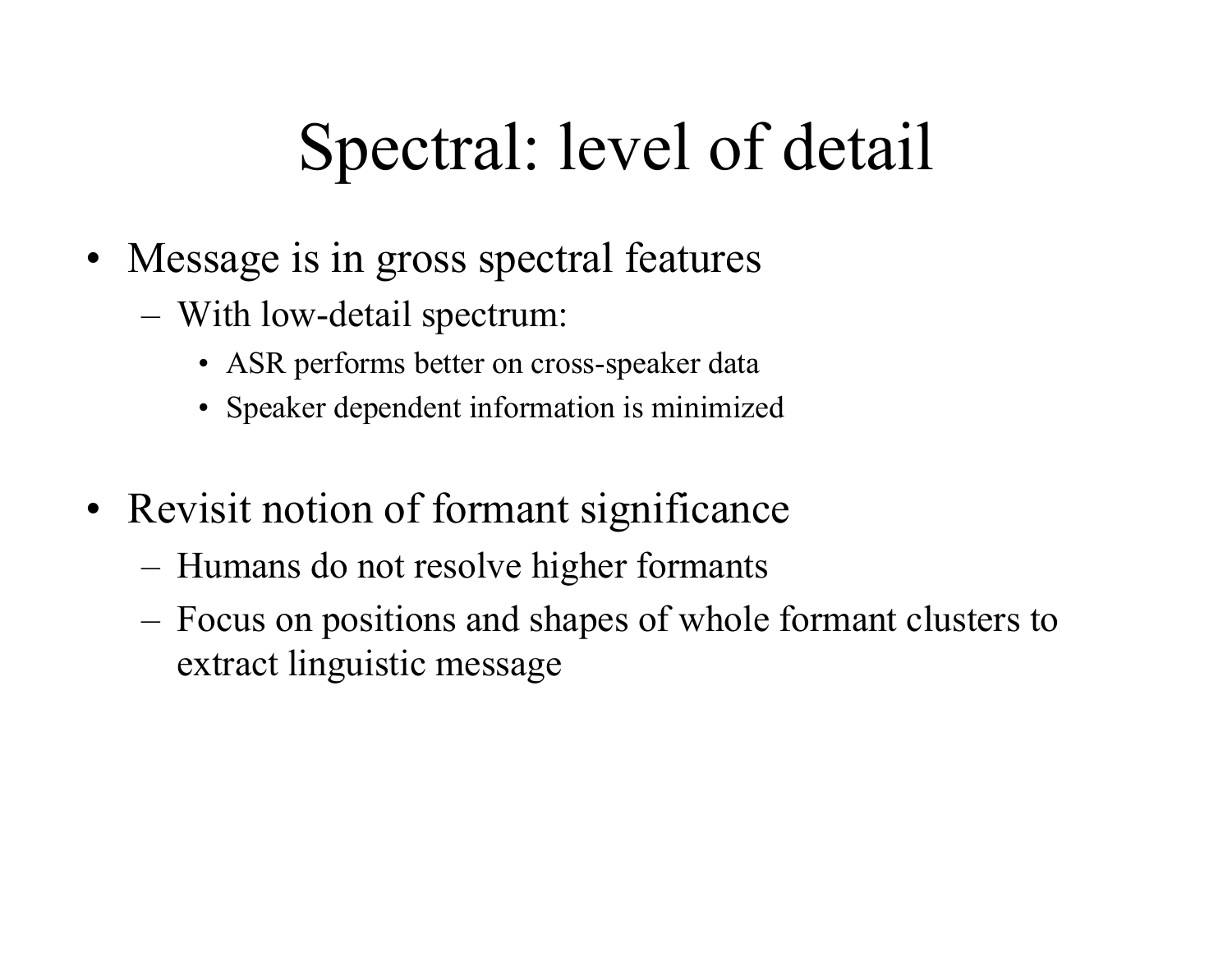# Spectral: level of detail

- Message is in gross spectral features
  - With low-detail spectrum:
    - ASR performs better on cross-speaker data
    - Speaker dependent information is minimized

- Revisit notion of formant significance
  - Humans do not resolve higher formants
  - Focus on positions and shapes of whole formant clusters to extract linguistic message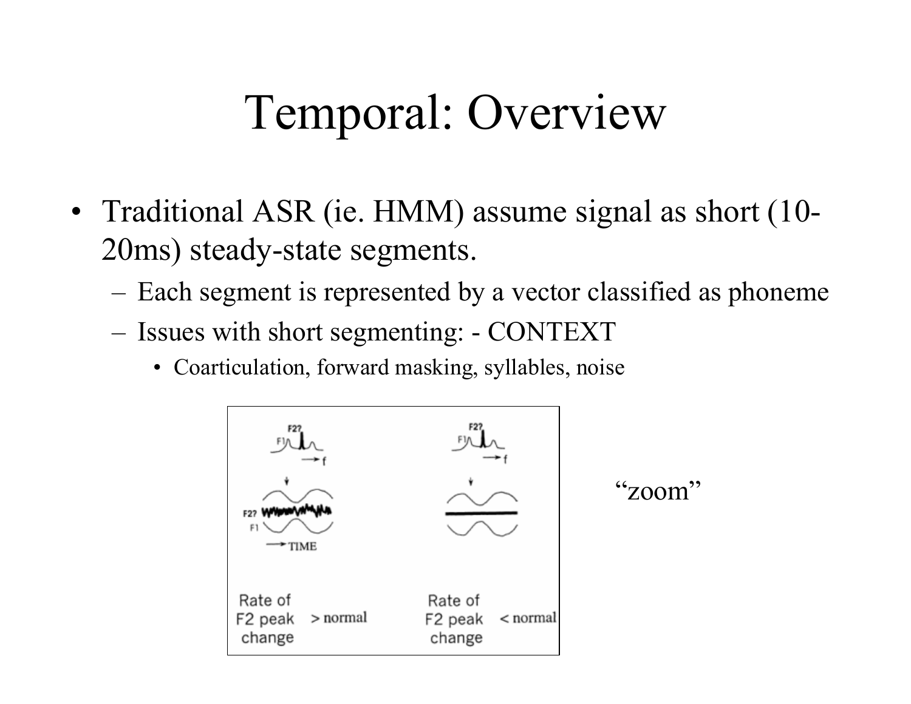# Temporal: Overview

- Traditional ASR (ie. HMM) assume signal as short (10-20ms) steady-state segments.
  - Each segment is represented by a vector classified as phoneme
  - Issues with short segmenting: - CONTEXT
    - Coarticulation, forward masking, syllables, noise

F2? F1 → f

F2? F1 → TIME

Rate of F2 peak change > normal

Rate of F2 peak change < normal

"zoom"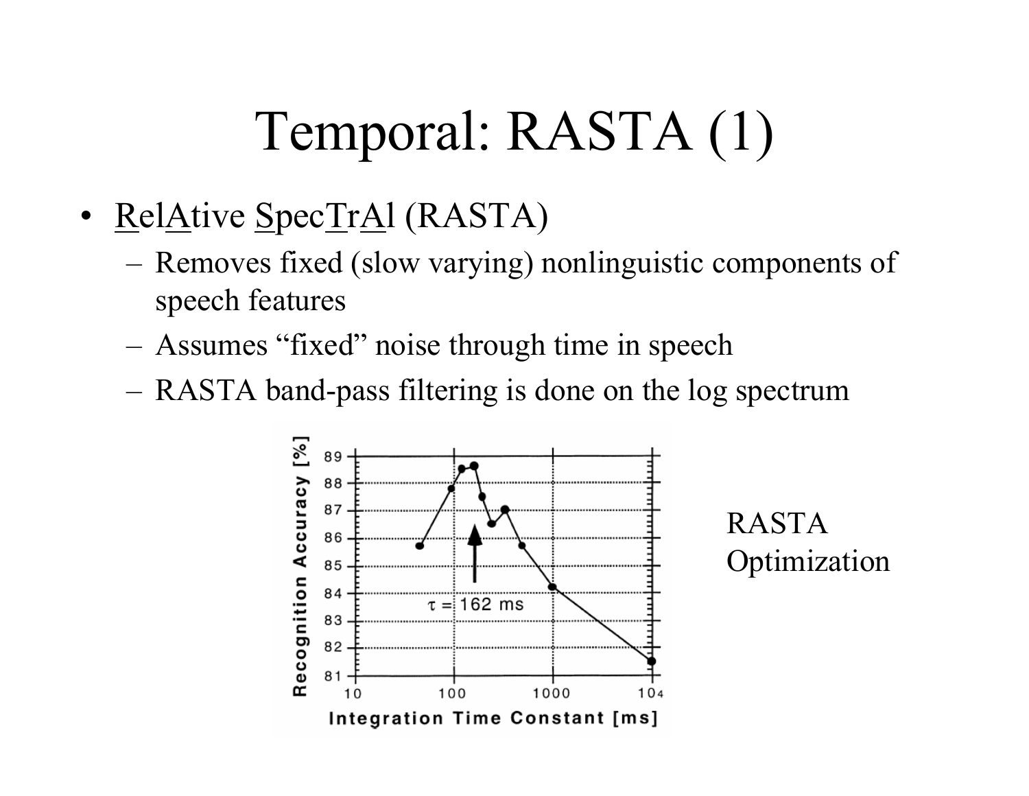# Temporal: RASTA (1)

- RelAtive SpecTrAl (RASTA)
  - Removes fixed (slow varying) nonlinguistic components of speech features
  - Assumes "fixed" noise through time in speech
  - RASTA band-pass filtering is done on the log spectrum

RASTA Optimization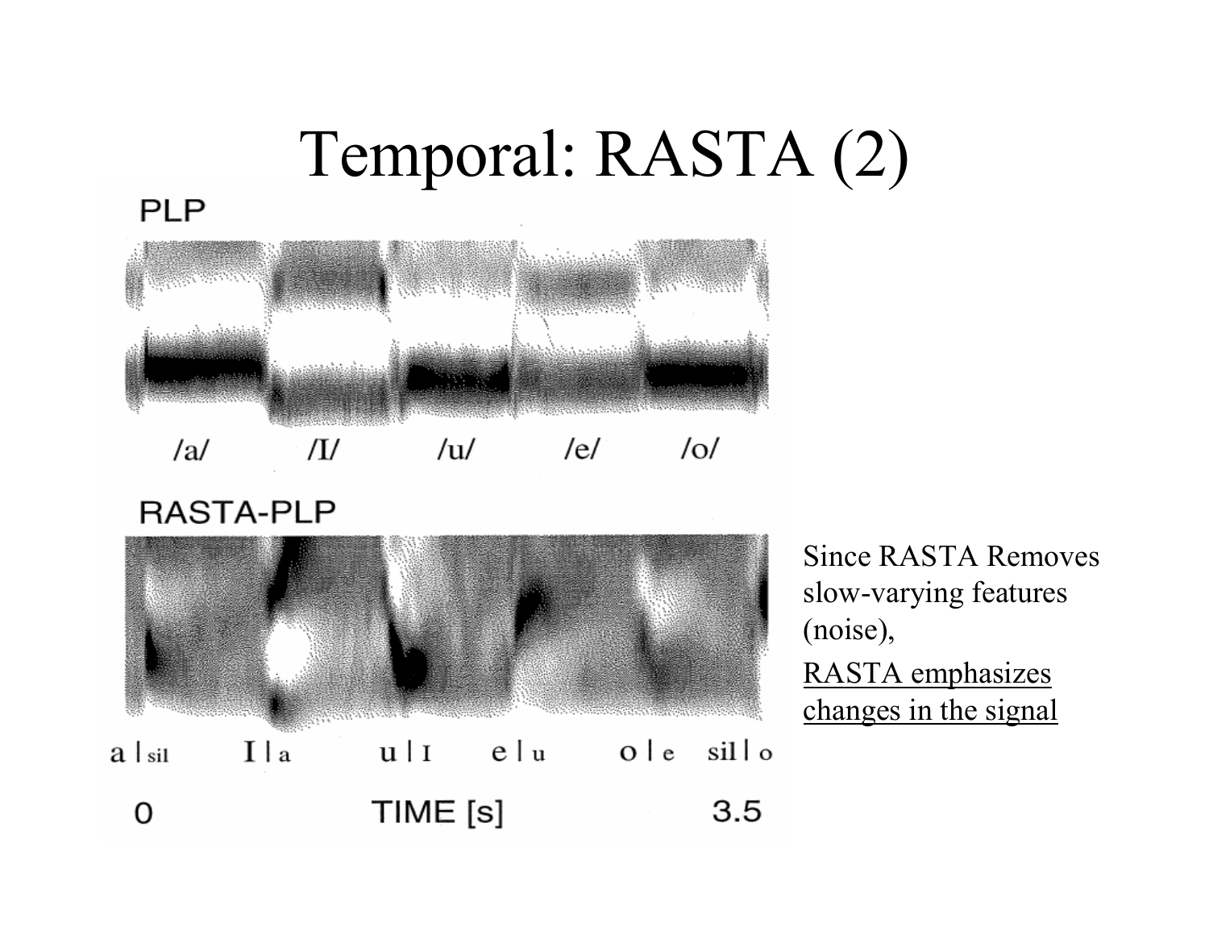# Temporal: RASTA (2)

PLP

/a/ /I/ /u/ /e/ /o/

RASTA-PLP

a | sil I | a u | I e | u o | e sil | o

0 TIME [s] 3.5

Since RASTA Removes slow-varying features (noise),

RASTA emphasizes changes in the signal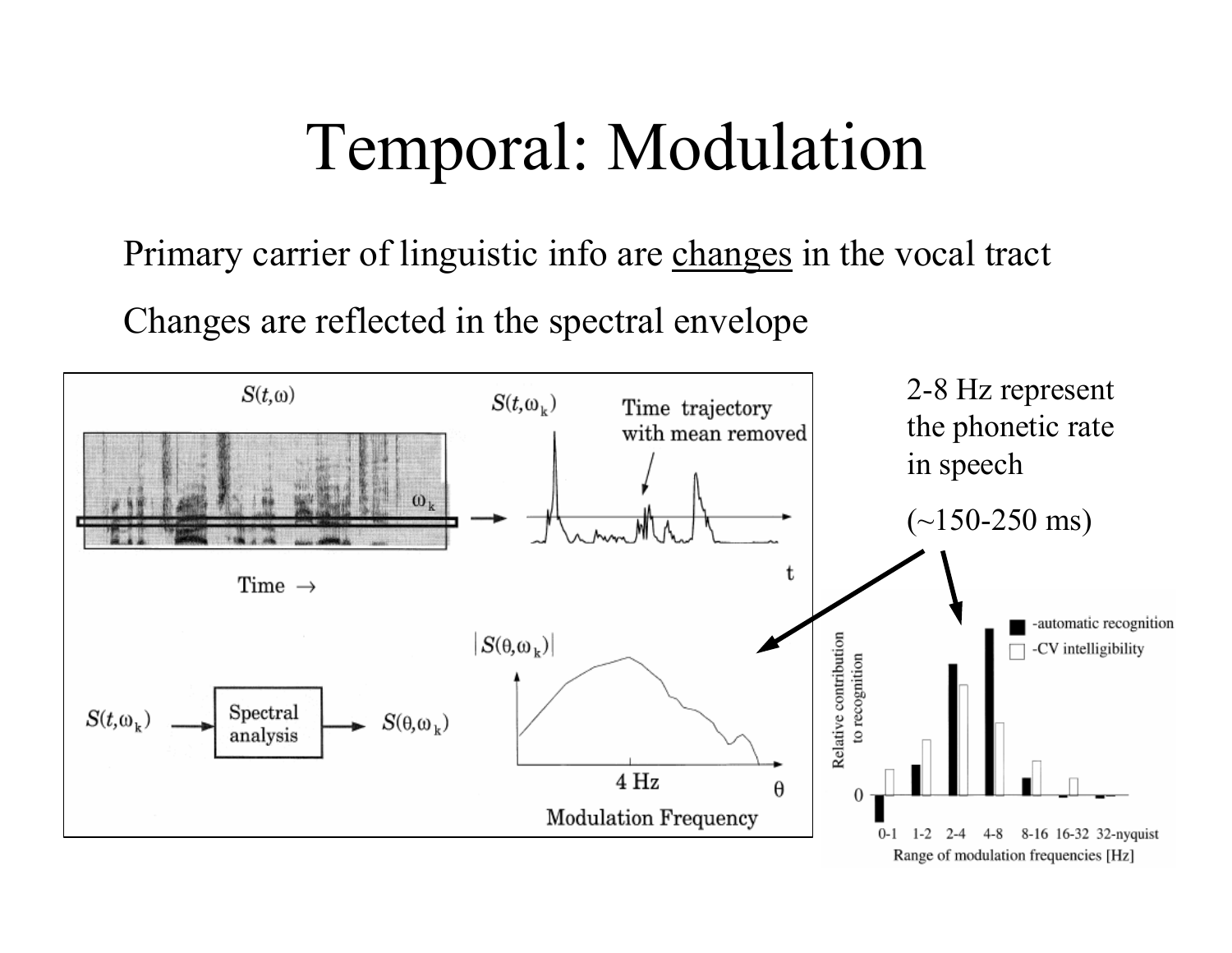# Temporal: Modulation

Primary carrier of linguistic info are changes in the vocal tract

Changes are reflected in the spectral envelope

2-8 Hz represent the phonetic rate in speech

(~150-250 ms)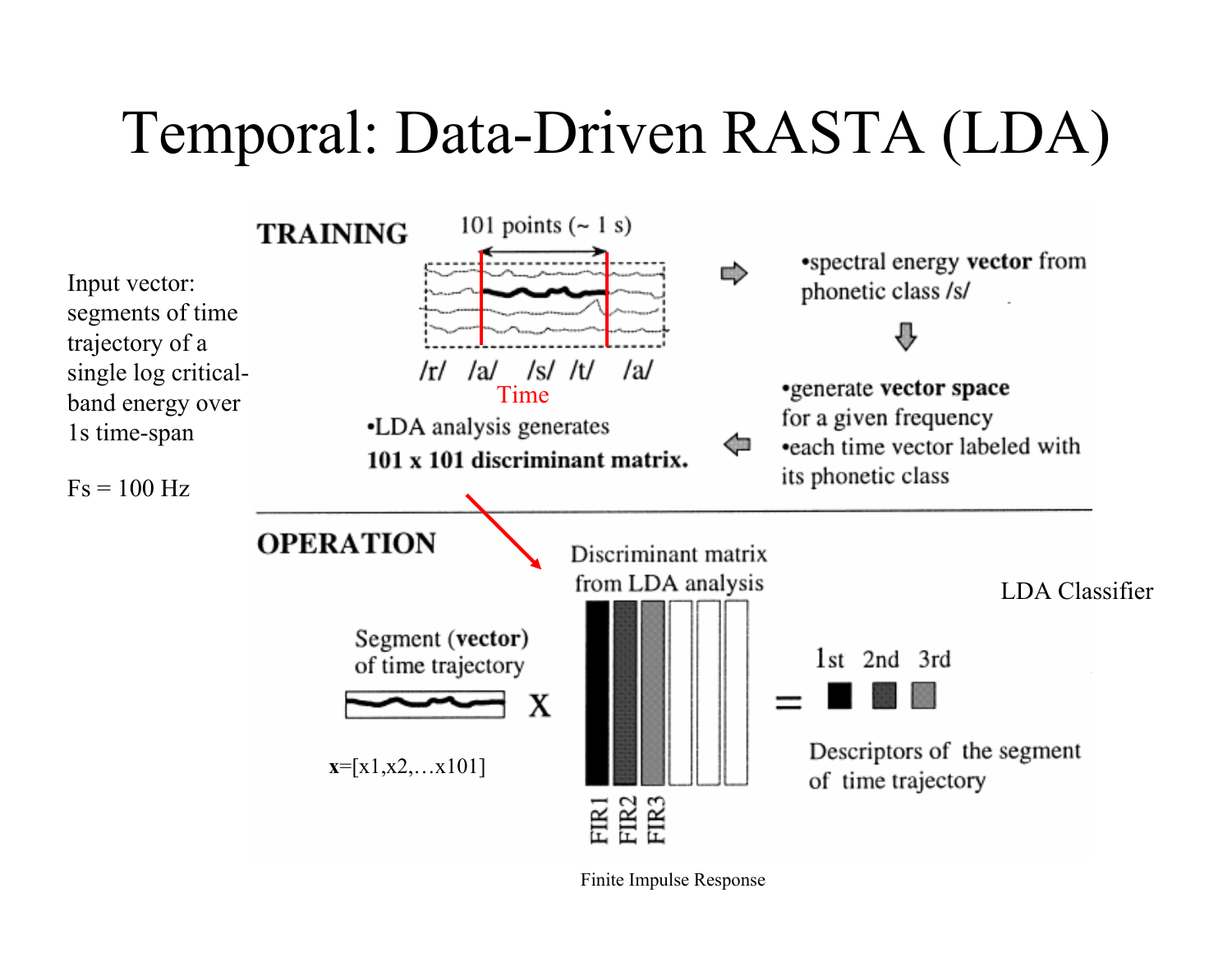# Temporal: Data-Driven RASTA (LDA)

Input vector: segments of time trajectory of a single log critical-band energy over 1s time-span

Fs = 100 Hz

**TRAINING**

101 points (~ 1 s)

/r/ /a/ /s/ /t/ /a/

Time

- spectral energy **vector** from phonetic class /s/
- generate **vector space** for a given frequency
- each time vector labeled with its phonetic class
- LDA analysis generates **101 x 101 discriminant matrix.**

**OPERATION**

Segment (**vector**) of time trajectory

**x**=[x1,x2,…x101]

X

Discriminant matrix from LDA analysis

FIR1 FIR2 FIR3

=

1st 2nd 3rd

Descriptors of the segment of time trajectory

LDA Classifier

Finite Impulse Response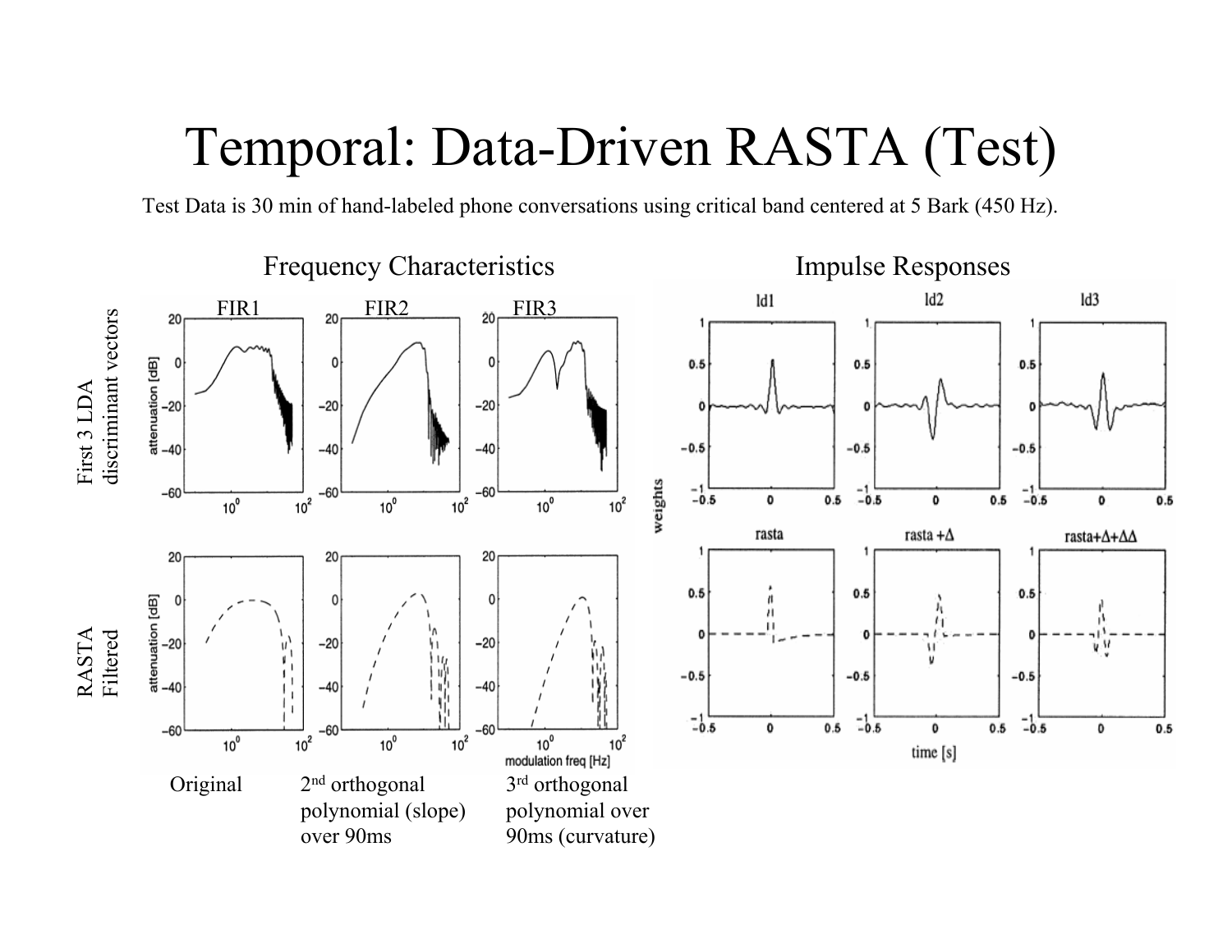# Temporal: Data-Driven RASTA (Test)

Test Data is 30 min of hand-labeled phone conversations using critical band centered at 5 Bark (450 Hz).

**Frequency Characteristics**

First 3 LDA discriminant vectors: FIR1, FIR2, FIR3

RASTA Filtered

Original

2nd orthogonal polynomial (slope) over 90ms

3rd orthogonal polynomial over 90ms (curvature)

**Impulse Responses**

ld1, ld2, ld3

rasta, rasta +Δ, rasta+Δ+ΔΔ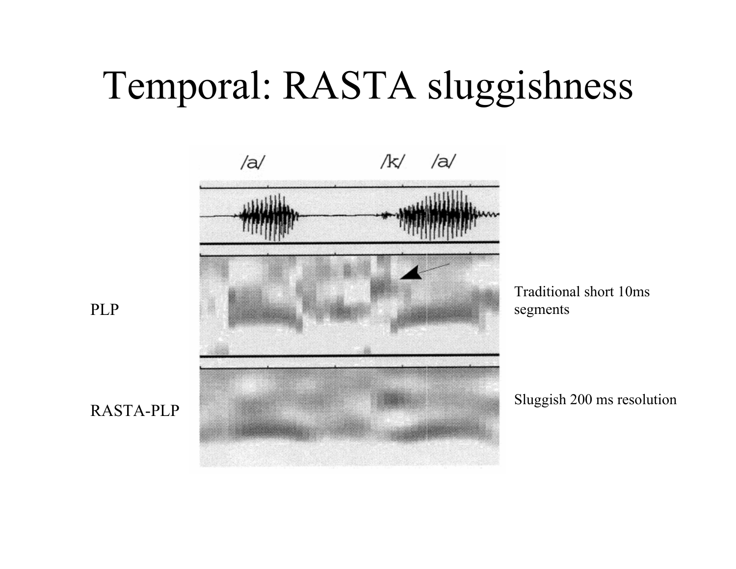# Temporal: RASTA sluggishness

/a/ /k/ /a/

PLP

Traditional short 10ms segments

RASTA-PLP

Sluggish 200 ms resolution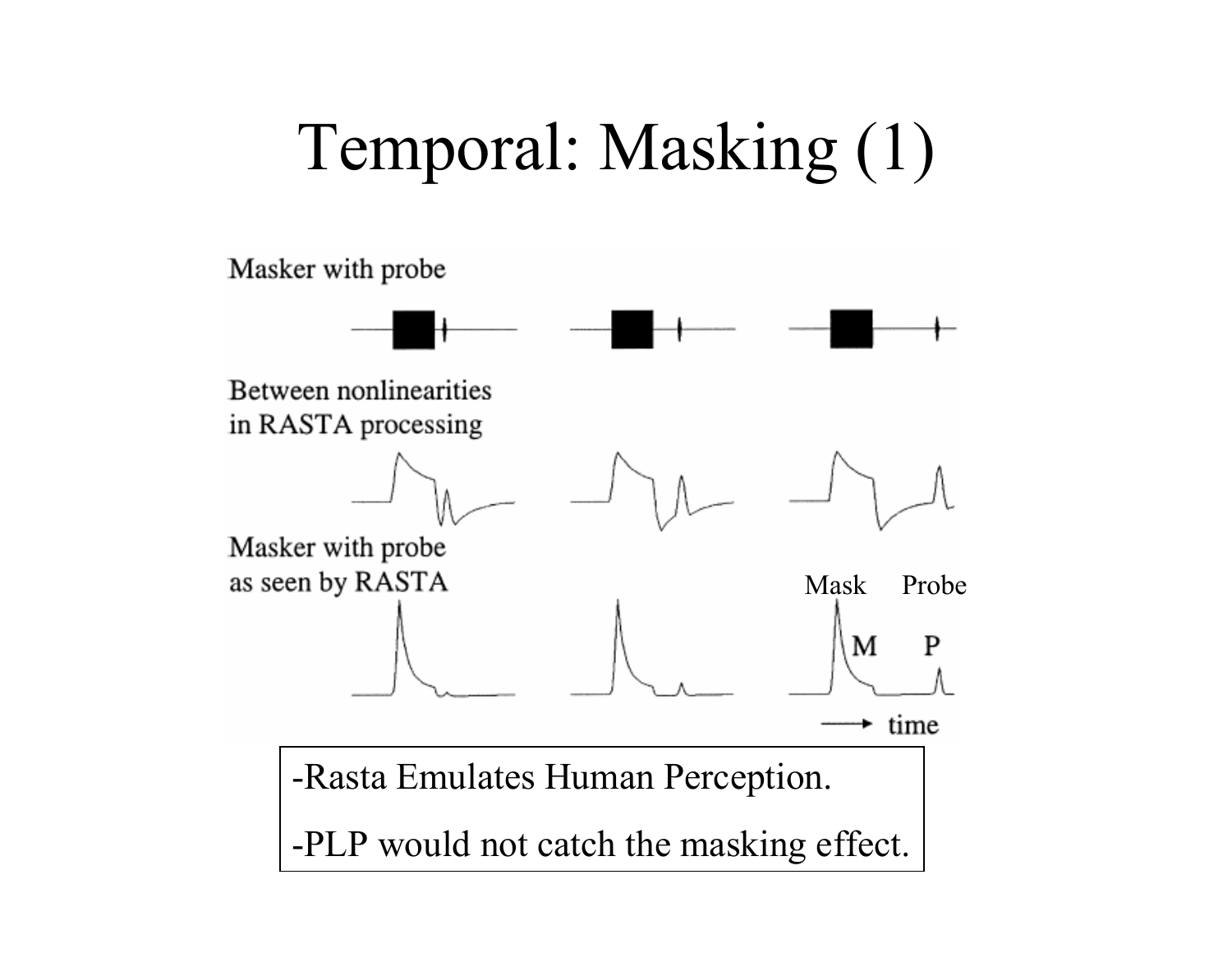# Temporal: Masking (1)

Masker with probe

Between nonlinearities in RASTA processing

Masker with probe as seen by RASTA

Mask Probe

M P

time

-Rasta Emulates Human Perception.

-PLP would not catch the masking effect.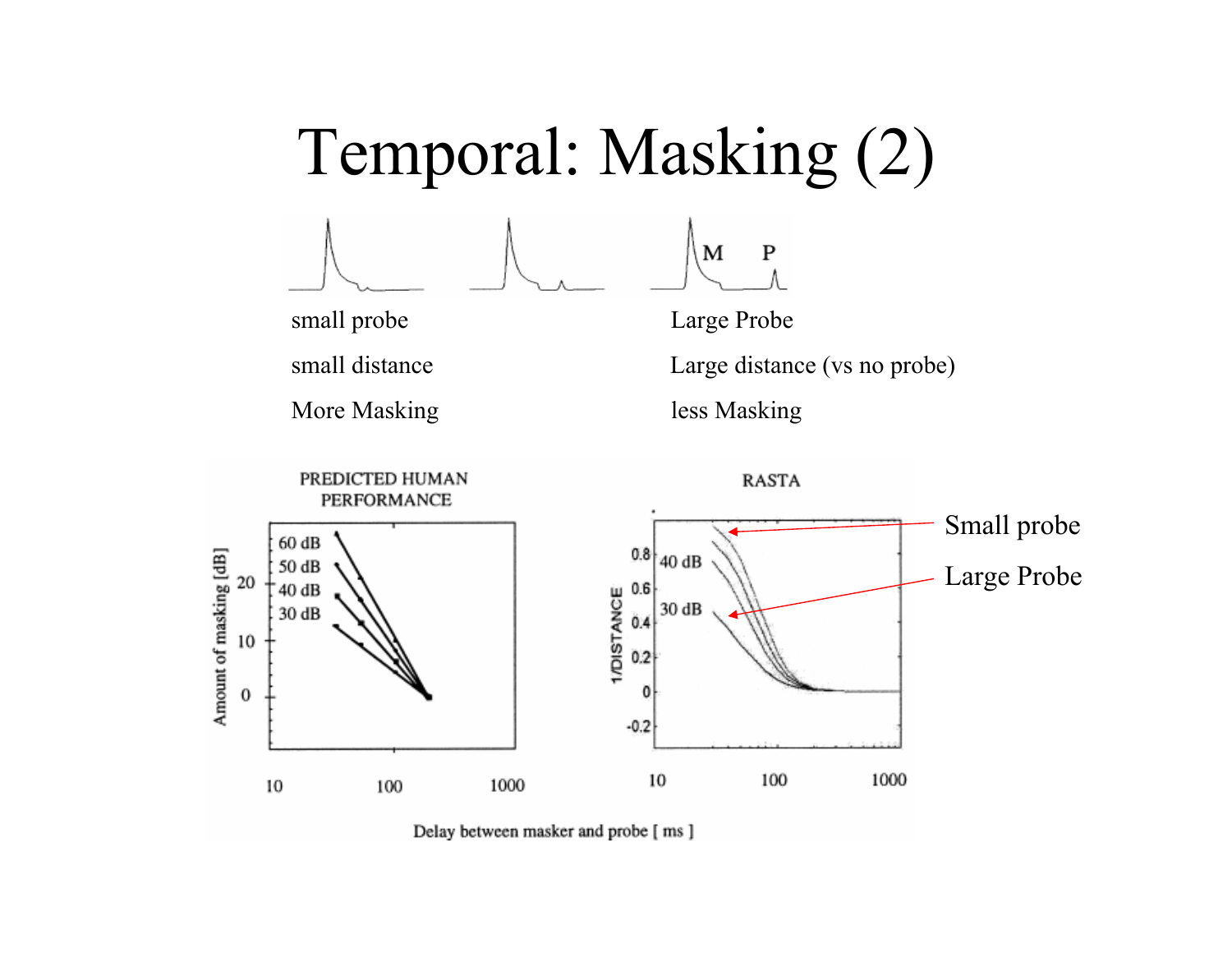# Temporal: Masking (2)

small probe

small distance

More Masking

Large Probe

Large distance (vs no probe)

less Masking

PREDICTED HUMAN PERFORMANCE

RASTA

Small probe

Large Probe

Delay between masker and probe [ ms ]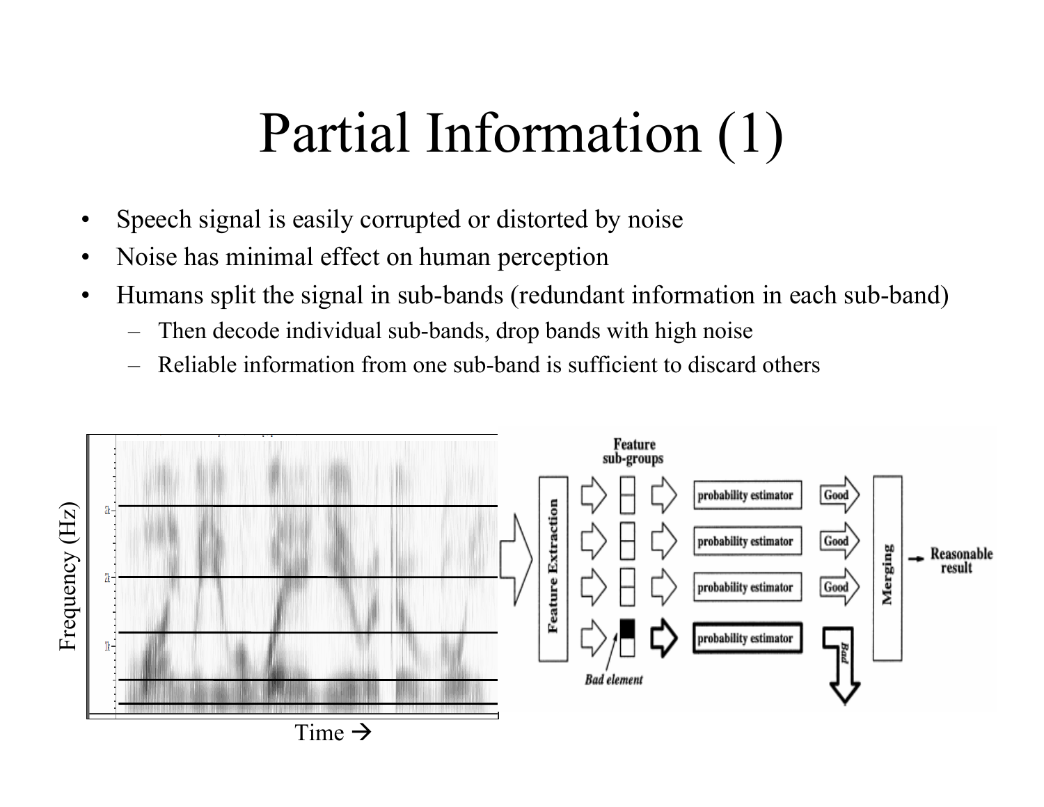# Partial Information (1)

- Speech signal is easily corrupted or distorted by noise
- Noise has minimal effect on human perception
- Humans split the signal in sub-bands (redundant information in each sub-band)
  - Then decode individual sub-bands, drop bands with high noise
  - Reliable information from one sub-band is sufficient to discard others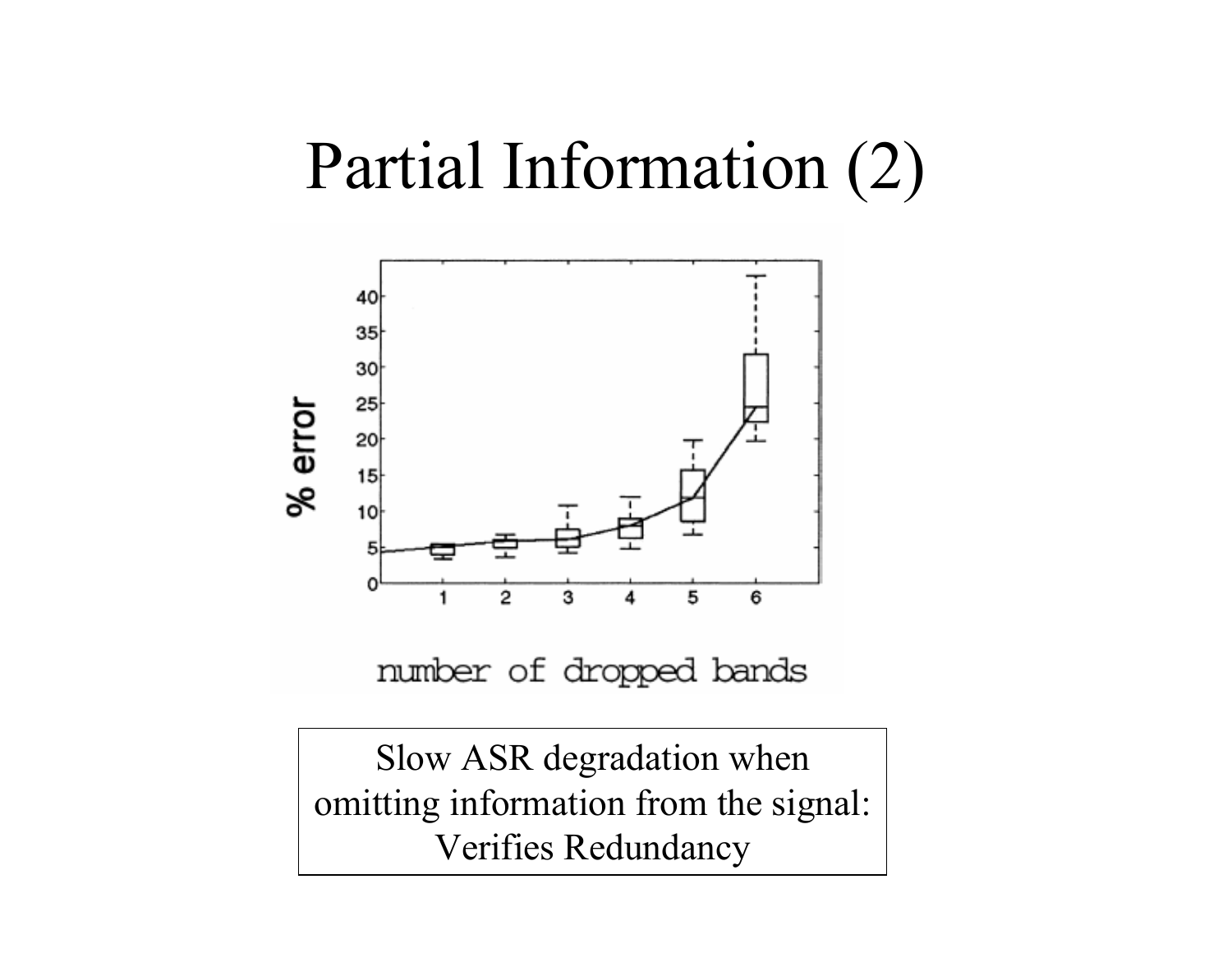# Partial Information (2)

Slow ASR degradation when omitting information from the signal: Verifies Redundancy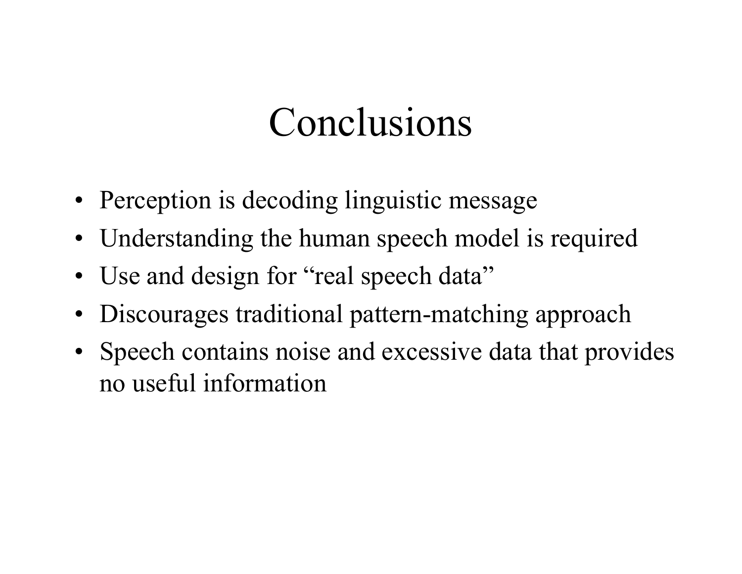# Conclusions

- Perception is decoding linguistic message
- Understanding the human speech model is required
- Use and design for "real speech data"
- Discourages traditional pattern-matching approach
- Speech contains noise and excessive data that provides no useful information